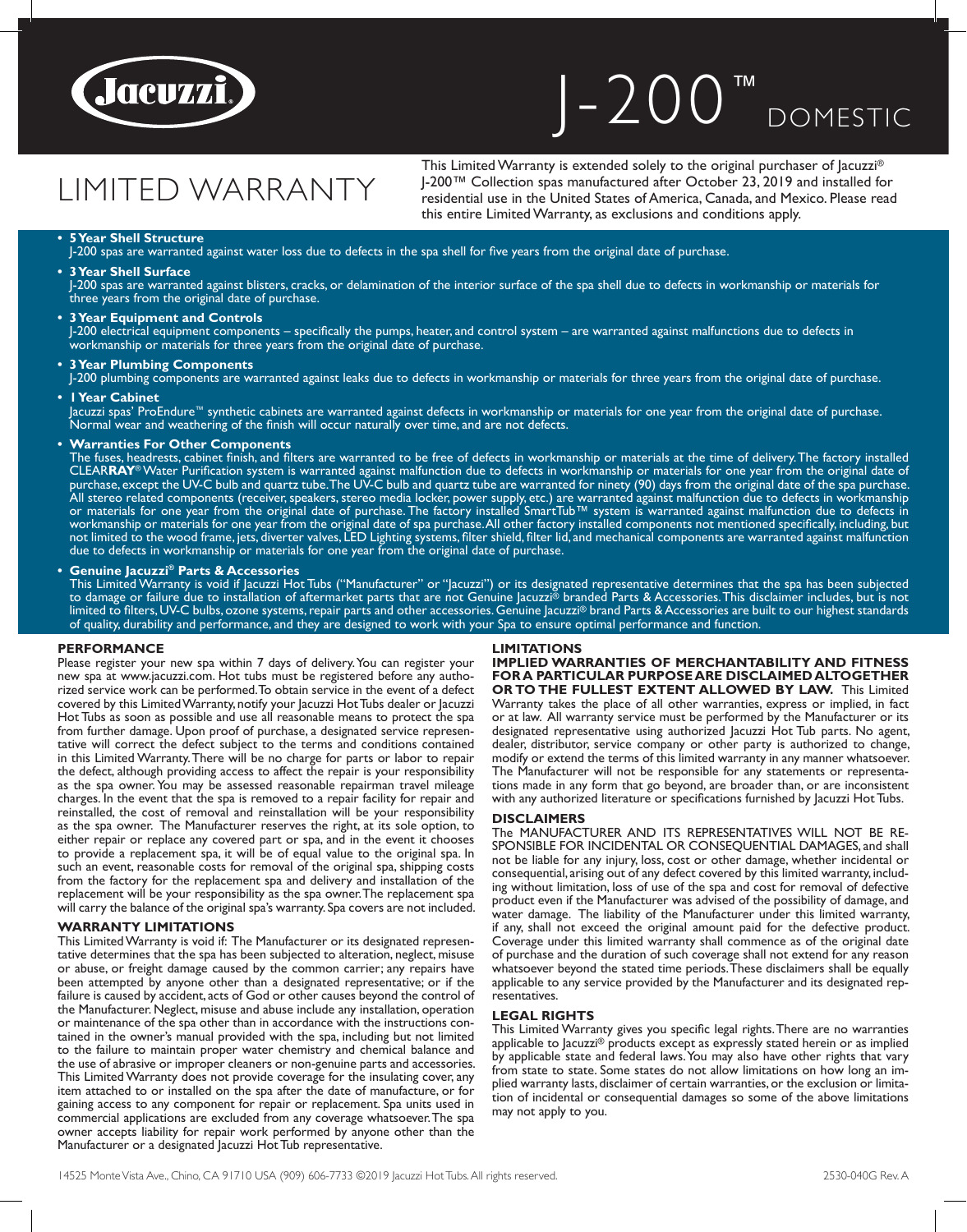# J-200™ DOMESTIC

# LIMITED WARRANTY

This Limited Warranty is extended solely to the original purchaser of Jacuzzi® J-200™ Collection spas manufactured after October 23, 2019 and installed for residential use in the United States of America, Canada, and Mexico. Please read this entire Limited Warranty, as exclusions and conditions apply.

- **5 Year Shell Structure**
  J-200 spas are warranted against water loss due to defects in the spa shell for five years from the original date of purchase.
- **3 Year Shell Surface**
  J-200 spas are warranted against blisters, cracks, or delamination of the interior surface of the spa shell due to defects in workmanship or materials for three years from the original date of purchase.
- **3 Year Equipment and Controls**
  J-200 electrical equipment components – specifically the pumps, heater, and control system – are warranted against malfunctions due to defects in workmanship or materials for three years from the original date of purchase.
- **3 Year Plumbing Components**
  J-200 plumbing components are warranted against leaks due to defects in workmanship or materials for three years from the original date of purchase.
- **1 Year Cabinet**
  Jacuzzi spas' ProEndure™ synthetic cabinets are warranted against defects in workmanship or materials for one year from the original date of purchase. Normal wear and weathering of the finish will occur naturally over time, and are not defects.
- **Warranties For Other Components**
  The fuses, headrests, cabinet finish, and filters are warranted to be free of defects in workmanship or materials at the time of delivery. The factory installed CLEAR**RAY**® Water Purification system is warranted against malfunction due to defects in workmanship or materials for one year from the original date of purchase, except the UV-C bulb and quartz tube. The UV-C bulb and quartz tube are warranted for ninety (90) days from the original date of the spa purchase. All stereo related components (receiver, speakers, stereo media locker, power supply, etc.) are warranted against malfunction due to defects in workmanship or materials for one year from the original date of purchase. The factory installed SmartTub™ system is warranted against malfunction due to defects in workmanship or materials for one year from the original date of spa purchase. All other factory installed components not mentioned specifically, including, but not limited to the wood frame, jets, diverter valves, LED Lighting systems, filter shield, filter lid, and mechanical components are warranted against malfunction due to defects in workmanship or materials for one year from the original date of purchase.
- **Genuine Jacuzzi® Parts & Accessories**
  This Limited Warranty is void if Jacuzzi Hot Tubs ("Manufacturer" or "Jacuzzi") or its designated representative determines that the spa has been subjected to damage or failure due to installation of aftermarket parts that are not Genuine Jacuzzi® branded Parts & Accessories. This disclaimer includes, but is not limited to filters, UV-C bulbs, ozone systems, repair parts and other accessories. Genuine Jacuzzi® brand Parts & Accessories are built to our highest standards of quality, durability and performance, and they are designed to work with your Spa to ensure optimal performance and function.

## PERFORMANCE

Please register your new spa within 7 days of delivery. You can register your new spa at www.jacuzzi.com. Hot tubs must be registered before any authorized service work can be performed. To obtain service in the event of a defect covered by this Limited Warranty, notify your Jacuzzi Hot Tubs dealer or Jacuzzi Hot Tubs as soon as possible and use all reasonable means to protect the spa from further damage. Upon proof of purchase, a designated service representative will correct the defect subject to the terms and conditions contained in this Limited Warranty. There will be no charge for parts or labor to repair the defect, although providing access to affect the repair is your responsibility as the spa owner. You may be assessed reasonable repairman travel mileage charges. In the event that the spa is removed to a repair facility for repair and reinstalled, the cost of removal and reinstallation will be your responsibility as the spa owner. The Manufacturer reserves the right, at its sole option, to either repair or replace any covered part or spa, and in the event it chooses to provide a replacement spa, it will be of equal value to the original spa. In such an event, reasonable costs for removal of the original spa, shipping costs from the factory for the replacement spa and delivery and installation of the replacement will be your responsibility as the spa owner. The replacement spa will carry the balance of the original spa's warranty. Spa covers are not included.

## WARRANTY LIMITATIONS

This Limited Warranty is void if: The Manufacturer or its designated representative determines that the spa has been subjected to alteration, neglect, misuse or abuse, or freight damage caused by the common carrier; any repairs have been attempted by anyone other than a designated representative; or if the failure is caused by accident, acts of God or other causes beyond the control of the Manufacturer. Neglect, misuse and abuse include any installation, operation or maintenance of the spa other than in accordance with the instructions contained in the owner's manual provided with the spa, including but not limited to the failure to maintain proper water chemistry and chemical balance and the use of abrasive or improper cleaners or non-genuine parts and accessories. This Limited Warranty does not provide coverage for the insulating cover, any item attached to or installed on the spa after the date of manufacture, or for gaining access to any component for repair or replacement. Spa units used in commercial applications are excluded from any coverage whatsoever. The spa owner accepts liability for repair work performed by anyone other than the Manufacturer or a designated Jacuzzi Hot Tub representative.

## LIMITATIONS

**IMPLIED WARRANTIES OF MERCHANTABILITY AND FITNESS FOR A PARTICULAR PURPOSE ARE DISCLAIMED ALTOGETHER OR TO THE FULLEST EXTENT ALLOWED BY LAW.** This Limited Warranty takes the place of all other warranties, express or implied, in fact or at law. All warranty service must be performed by the Manufacturer or its designated representative using authorized Jacuzzi Hot Tub parts. No agent, dealer, distributor, service company or other party is authorized to change, modify or extend the terms of this limited warranty in any manner whatsoever. The Manufacturer will not be responsible for any statements or representations made in any form that go beyond, are broader than, or are inconsistent with any authorized literature or specifications furnished by Jacuzzi Hot Tubs.

## DISCLAIMERS

The MANUFACTURER AND ITS REPRESENTATIVES WILL NOT BE RESPONSIBLE FOR INCIDENTAL OR CONSEQUENTIAL DAMAGES, and shall not be liable for any injury, loss, cost or other damage, whether incidental or consequential, arising out of any defect covered by this limited warranty, including without limitation, loss of use of the spa and cost for removal of defective product even if the Manufacturer was advised of the possibility of damage, and water damage. The liability of the Manufacturer under this limited warranty, if any, shall not exceed the original amount paid for the defective product. Coverage under this limited warranty shall commence as of the original date of purchase and the duration of such coverage shall not extend for any reason whatsoever beyond the stated time periods. These disclaimers shall be equally applicable to any service provided by the Manufacturer and its designated representatives.

## LEGAL RIGHTS

This Limited Warranty gives you specific legal rights. There are no warranties applicable to Jacuzzi® products except as expressly stated herein or as implied by applicable state and federal laws. You may also have other rights that vary from state to state. Some states do not allow limitations on how long an implied warranty lasts, disclaimer of certain warranties, or the exclusion or limitation of incidental or consequential damages so some of the above limitations may not apply to you.

14525 Monte Vista Ave., Chino, CA 91710 USA (909) 606-7733 ©2019 Jacuzzi Hot Tubs. All rights reserved. 2530-040G Rev. A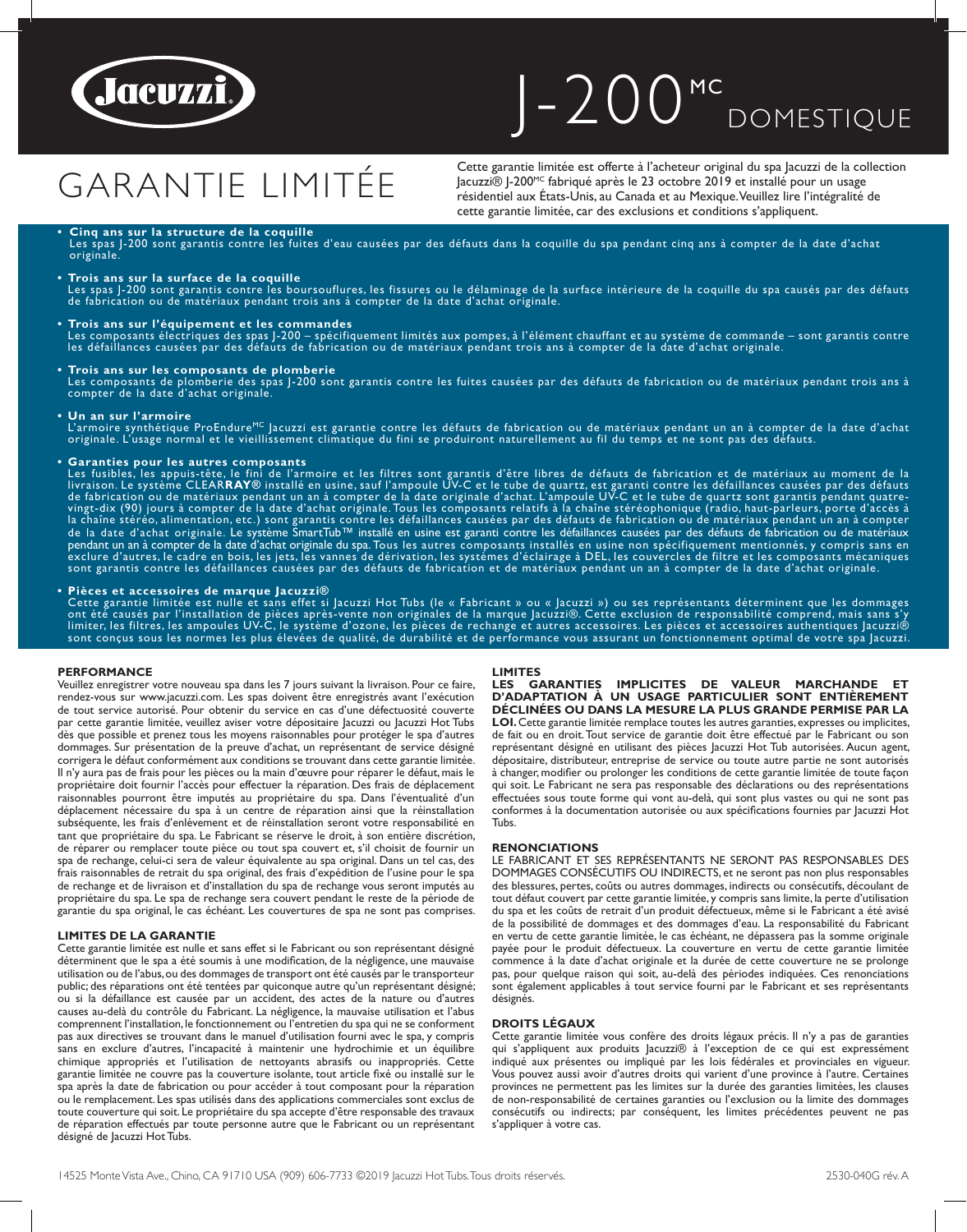# J-200^MC DOMESTIQUE

# GARANTIE LIMITÉE

Cette garantie limitée est offerte à l'acheteur original du spa Jacuzzi de la collection Jacuzzi® J-200^MC fabriqué après le 23 octobre 2019 et installé pour un usage résidentiel aux États-Unis, au Canada et au Mexique. Veuillez lire l'intégralité de cette garantie limitée, car des exclusions et conditions s'appliquent.

- **Cinq ans sur la structure de la coquille**
  Les spas J-200 sont garantis contre les fuites d'eau causées par des défauts dans la coquille du spa pendant cinq ans à compter de la date d'achat originale.

- **Trois ans sur la surface de la coquille**
  Les spas J-200 sont garantis contre les boursouflures, les fissures ou le délaminage de la surface intérieure de la coquille du spa causés par des défauts de fabrication ou de matériaux pendant trois ans à compter de la date d'achat originale.

- **Trois ans sur l'équipement et les commandes**
  Les composants électriques des spas J-200 – spécifiquement limités aux pompes, à l'élément chauffant et au système de commande – sont garantis contre les défaillances causées par des défauts de fabrication ou de matériaux pendant trois ans à compter de la date d'achat originale.

- **Trois ans sur les composants de plomberie**
  Les composants de plomberie des spas J-200 sont garantis contre les fuites causées par des défauts de fabrication ou de matériaux pendant trois ans à compter de la date d'achat originale.

- **Un an sur l'armoire**
  L'armoire synthétique ProEndure^MC Jacuzzi est garantie contre les défauts de fabrication ou de matériaux pendant un an à compter de la date d'achat originale. L'usage normal et le vieillissement climatique du fini se produiront naturellement au fil du temps et ne sont pas des défauts.

- **Garanties pour les autres composants**
  Les fusibles, les appuis-tête, le fini de l'armoire et les filtres sont garantis d'être libres de défauts de fabrication et de matériaux au moment de la livraison. Le système CLEAR**RAY**® installé en usine, sauf l'ampoule UV-C et le tube de quartz, est garanti contre les défaillances causées par des défauts de fabrication ou de matériaux pendant un an à compter de la date originale d'achat. L'ampoule UV-C et le tube de quartz sont garantis pendant quatre-vingt-dix (90) jours à compter de la date d'achat originale. Tous les composants relatifs à la chaîne stéréophonique (radio, haut-parleurs, porte d'accès à la chaîne stéréo, alimentation, etc.) sont garantis contre les défaillances causées par des défauts de fabrication ou de matériaux pendant un an à compter de la date d'achat originale. Le système SmartTub™ installé en usine est garanti contre les défaillances causées par des défauts de fabrication ou de matériaux pendant un an à compter de la date d'achat originale du spa. Tous les autres composants installés en usine non spécifiquement mentionnés, y compris sans en exclure d'autres, le cadre en bois, les jets, les vannes de dérivation, les systèmes d'éclairage à DEL, les couvercles de filtre et les composants mécaniques sont garantis contre les défaillances causées par des défauts de fabrication et de matériaux pendant un an à compter de la date d'achat originale.

- **Pièces et accessoires de marque Jacuzzi®**
  Cette garantie limitée est nulle et sans effet si Jacuzzi Hot Tubs (le « Fabricant » ou « Jacuzzi ») ou ses représentants déterminent que les dommages ont été causés par l'installation de pièces après-vente non originales de la marque Jacuzzi®. Cette exclusion de responsabilité comprend, mais sans s'y limiter, les filtres, les ampoules UV-C, le système d'ozone, les pièces de rechange et autres accessoires. Les pièces et accessoires authentiques Jacuzzi® sont conçus sous les normes les plus élevées de qualité, de durabilité et de performance vous assurant un fonctionnement optimal de votre spa Jacuzzi.

## PERFORMANCE

Veuillez enregistrer votre nouveau spa dans les 7 jours suivant la livraison. Pour ce faire, rendez-vous sur www.jacuzzi.com. Les spas doivent être enregistrés avant l'exécution de tout service autorisé. Pour obtenir du service en cas d'une défectuosité couverte par cette garantie limitée, veuillez aviser votre dépositaire Jacuzzi ou Jacuzzi Hot Tubs dès que possible et prenez tous les moyens raisonnables pour protéger le spa d'autres dommages. Sur présentation de la preuve d'achat, un représentant de service désigné corrigera le défaut conformément aux conditions se trouvant dans cette garantie limitée. Il n'y aura pas de frais pour les pièces ou la main d'œuvre pour réparer le défaut, mais le propriétaire doit fournir l'accès pour effectuer la réparation. Des frais de déplacement raisonnables pourront être imputés au propriétaire du spa. Dans l'éventualité d'un déplacement nécessaire du spa à un centre de réparation ainsi que la réinstallation subséquente, les frais d'enlèvement et de réinstallation seront votre responsabilité en tant que propriétaire du spa. Le Fabricant se réserve le droit, à son entière discrétion, de réparer ou remplacer toute pièce ou tout spa couvert et, s'il choisit de fournir un spa de rechange, celui-ci sera de valeur équivalente au spa original. Dans un tel cas, des frais raisonnables de retrait du spa original, des frais d'expédition de l'usine pour le spa de rechange et de livraison et d'installation du spa de rechange vous seront imputés au propriétaire du spa. Le spa de rechange sera couvert pendant le reste de la période de garantie du spa original, le cas échéant. Les couvertures de spa ne sont pas comprises.

## LIMITES DE LA GARANTIE

Cette garantie limitée est nulle et sans effet si le Fabricant ou son représentant désigné déterminent que le spa a été soumis à une modification, de la négligence, une mauvaise utilisation ou de l'abus, ou des dommages de transport ont été causés par le transporteur public; des réparations ont été tentées par quiconque autre qu'un représentant désigné; ou si la défaillance est causée par un accident, des actes de la nature ou d'autres causes au-delà du contrôle du Fabricant. La négligence, la mauvaise utilisation et l'abus comprennent l'installation, le fonctionnement ou l'entretien du spa qui ne se conforment pas aux directives se trouvant dans le manuel d'utilisation fourni avec le spa, y compris sans en exclure d'autres, l'incapacité à maintenir une hydrochimie et un équilibre chimique appropriés et l'utilisation de nettoyants abrasifs ou inappropriés. Cette garantie limitée ne couvre pas la couverture isolante, tout article fixé ou installé sur le spa après la date de fabrication ou pour accéder à tout composant pour la réparation ou le remplacement. Les spas utilisés dans des applications commerciales sont exclus de toute couverture qui soit. Le propriétaire du spa accepte d'être responsable des travaux de réparation effectués par toute personne autre que le Fabricant ou un représentant désigné de Jacuzzi Hot Tubs.

## LIMITES

**LES GARANTIES IMPLICITES DE VALEUR MARCHANDE ET D'ADAPTATION À UN USAGE PARTICULIER SONT ENTIÈREMENT DÉCLINÉES OU DANS LA MESURE LA PLUS GRANDE PERMISE PAR LA LOI.** Cette garantie limitée remplace toutes les autres garanties, expresses ou implicites, de fait ou en droit. Tout service de garantie doit être effectué par le Fabricant ou son représentant désigné en utilisant des pièces Jacuzzi Hot Tub autorisées. Aucun agent, dépositaire, distributeur, entreprise de service ou toute autre partie ne sont autorisés à changer, modifier ou prolonger les conditions de cette garantie limitée de toute façon qui soit. Le Fabricant ne sera pas responsable des déclarations ou des représentations effectuées sous toute forme qui vont au-delà, qui sont plus vastes ou qui ne sont pas conformes à la documentation autorisée ou aux spécifications fournies par Jacuzzi Hot Tubs.

## RENONCIATIONS

LE FABRICANT ET SES REPRÉSENTANTS NE SERONT PAS RESPONSABLES DES DOMMAGES CONSÉCUTIFS OU INDIRECTS, et ne seront pas non plus responsables des blessures, pertes, coûts ou autres dommages, indirects ou consécutifs, découlant de tout défaut couvert par cette garantie limitée, y compris sans limite, la perte d'utilisation du spa et les coûts de retrait d'un produit défectueux, même si le Fabricant a été avisé de la possibilité de dommages et des dommages d'eau. La responsabilité du Fabricant en vertu de cette garantie limitée, le cas échéant, ne dépassera pas la somme originale payée pour le produit défectueux. La couverture en vertu de cette garantie limitée commence à la date d'achat originale et la durée de cette couverture ne se prolonge pas, pour quelque raison qui soit, au-delà des périodes indiquées. Ces renonciations sont également applicables à tout service fourni par le Fabricant et ses représentants désignés.

## DROITS LÉGAUX

Cette garantie limitée vous confère des droits légaux précis. Il n'y a pas de garanties qui s'appliquent aux produits Jacuzzi® à l'exception de ce qui est expressément indiqué aux présentes ou impliqué par les lois fédérales et provinciales en vigueur. Vous pouvez aussi avoir d'autres droits qui varient d'une province à l'autre. Certaines provinces ne permettent pas les limites sur la durée des garanties limitées, les clauses de non-responsabilité de certaines garanties ou l'exclusion ou la limite des dommages consécutifs ou indirects; par conséquent, les limites précédentes peuvent ne pas s'appliquer à votre cas.

14525 Monte Vista Ave., Chino, CA 91710 USA (909) 606-7733 ©2019 Jacuzzi Hot Tubs. Tous droits réservés.

2530-040G rév. A